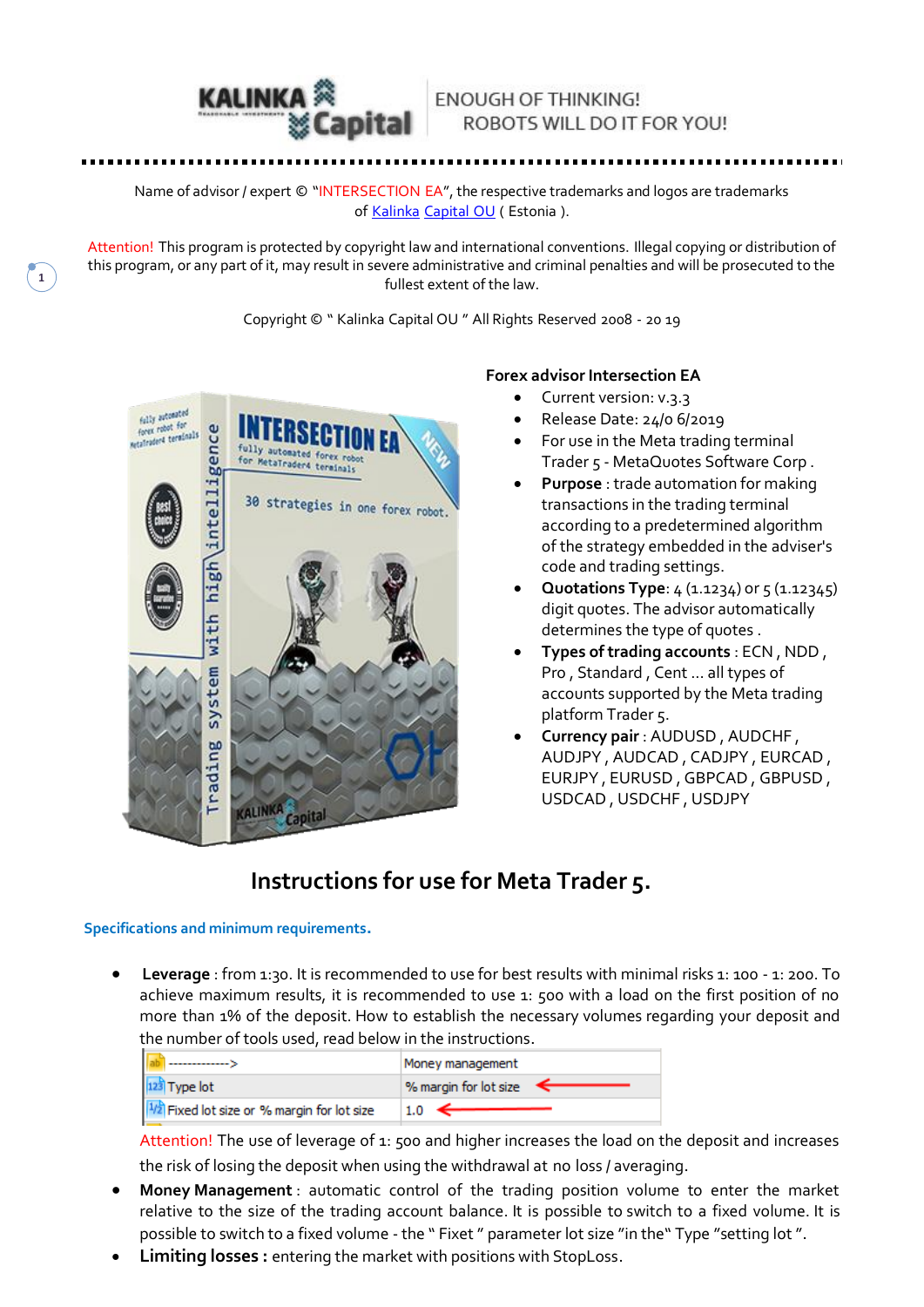KALINKA Capital — ENOUGH OF THINKING! ROBOTS WILL DO IT FOR YOU!

Name of advisor / expert © "INTERSECTION EA", the respective trademarks and logos are trademarks of Kalinka Capital OU ( Estonia ).

Attention! This program is protected by copyright law and international conventions. Illegal copying or distribution of this program, or any part of it, may result in severe administrative and criminal penalties and will be prosecuted to the fullest extent of the law.

Copyright © " Kalinka Capital OU " All Rights Reserved 2008 - 20 19

**Forex advisor Intersection EA**

- Current version: v.3.3
- Release Date: 24/o 6/2019
- For use in the Meta trading terminal Trader 5 - MetaQuotes Software Corp .
- **Purpose** : trade automation for making transactions in the trading terminal according to a predetermined algorithm of the strategy embedded in the adviser's code and trading settings.
- **Quotations Type**: 4 (1.1234) or 5 (1.12345) digit quotes. The advisor automatically determines the type of quotes .
- **Types of trading accounts** : ECN , NDD , Pro , Standard , Cent ... all types of accounts supported by the Meta trading platform Trader 5.
- **Currency pair** : AUDUSD , AUDCHF , AUDJPY , AUDCAD , CADJPY , EURCAD , EURJPY , EURUSD , GBPCAD , GBPUSD , USDCAD , USDCHF , USDJPY

# Instructions for use for Meta Trader 5.

## Specifications and minimum requirements.

- **Leverage** : from 1:30. It is recommended to use for best results with minimal risks 1: 100 - 1: 200. To achieve maximum results, it is recommended to use 1: 500 with a load on the first position of no more than 1% of the deposit. How to establish the necessary volumes regarding your deposit and the number of tools used, read below in the instructions.

| -------------> | Money management |
|---|---|
| Type lot | % margin for lot size |
| Fixed lot size or % margin for lot size | 1.0 |

Attention! The use of leverage of 1: 500 and higher increases the load on the deposit and increases the risk of losing the deposit when using the withdrawal at no loss / averaging.

- **Money Management** : automatic control of the trading position volume to enter the market relative to the size of the trading account balance. It is possible to switch to a fixed volume. It is possible to switch to a fixed volume - the " Fixet " parameter lot size "in the" Type "setting lot ".
- **Limiting losses :** entering the market with positions with StopLoss.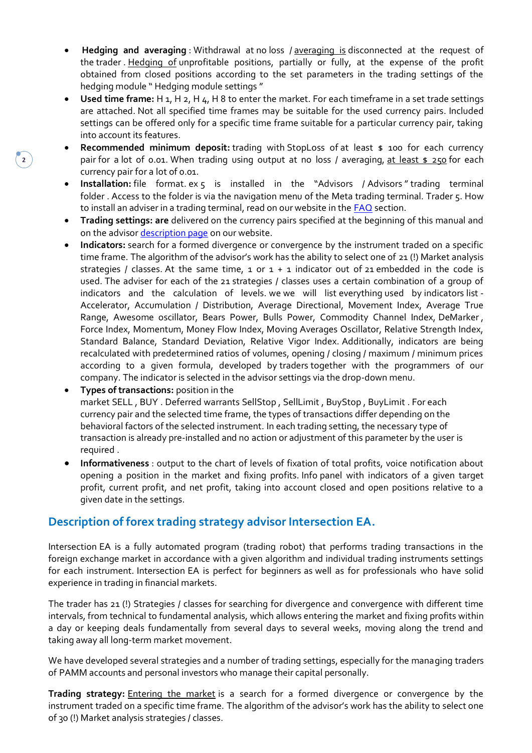- **Hedging and averaging** : Withdrawal at no loss / averaging is disconnected at the request of the trader . Hedging of unprofitable positions, partially or fully, at the expense of the profit obtained from closed positions according to the set parameters in the trading settings of the hedging module " Hedging module settings "
- **Used time frame:** H 1, H 2, H 4, H 8 to enter the market. For each timeframe in a set trade settings are attached. Not all specified time frames may be suitable for the used currency pairs. Included settings can be offered only for a specific time frame suitable for a particular currency pair, taking into account its features.
- **Recommended minimum deposit:** trading with StopLoss of at least $ 100 for each currency pair for a lot of 0.01. When trading using output at no loss / averaging, at least $ 250 for each currency pair for a lot of 0.01.
- **Installation:** file format. ex 5 is installed in the "Advisors / Advisors " trading terminal folder . Access to the folder is via the navigation menu of the Meta trading terminal. Trader 5. How to install an adviser in a trading terminal, read on our website in the FAQ section.
- **Trading settings: are** delivered on the currency pairs specified at the beginning of this manual and on the advisor description page on our website.
- **Indicators:** search for a formed divergence or convergence by the instrument traded on a specific time frame. The algorithm of the advisor's work has the ability to select one of 21 (!) Market analysis strategies / classes. At the same time, 1 or 1 + 1 indicator out of 21 embedded in the code is used. The adviser for each of the 21 strategies / classes uses a certain combination of a group of indicators and the calculation of levels. we we will list everything used by indicators list - Accelerator, Accumulation / Distribution, Average Directional, Movement Index, Average True Range, Awesome oscillator, Bears Power, Bulls Power, Commodity Channel Index, DeMarker , Force Index, Momentum, Money Flow Index, Moving Averages Oscillator, Relative Strength Index, Standard Balance, Standard Deviation, Relative Vigor Index. Additionally, indicators are being recalculated with predetermined ratios of volumes, opening / closing / maximum / minimum prices according to a given formula, developed by traders together with the programmers of our company. The indicator is selected in the advisor settings via the drop-down menu.
- **Types of transactions:** position in the market SELL , BUY . Deferred warrants SellStop , SellLimit , BuyStop , BuyLimit . For each currency pair and the selected time frame, the types of transactions differ depending on the behavioral factors of the selected instrument. In each trading setting, the necessary type of transaction is already pre-installed and no action or adjustment of this parameter by the user is required .
- **Informativeness** : output to the chart of levels of fixation of total profits, voice notification about opening a position in the market and fixing profits. Info panel with indicators of a given target profit, current profit, and net profit, taking into account closed and open positions relative to a given date in the settings.

## Description of forex trading strategy advisor Intersection EA.

Intersection EA is a fully automated program (trading robot) that performs trading transactions in the foreign exchange market in accordance with a given algorithm and individual trading instruments settings for each instrument. Intersection EA is perfect for beginners as well as for professionals who have solid experience in trading in financial markets.

The trader has 21 (!) Strategies / classes for searching for divergence and convergence with different time intervals, from technical to fundamental analysis, which allows entering the market and fixing profits within a day or keeping deals fundamentally from several days to several weeks, moving along the trend and taking away all long-term market movement.

We have developed several strategies and a number of trading settings, especially for the managing traders of PAMM accounts and personal investors who manage their capital personally.

**Trading strategy:** Entering the market is a search for a formed divergence or convergence by the instrument traded on a specific time frame. The algorithm of the advisor's work has the ability to select one of 30 (!) Market analysis strategies / classes.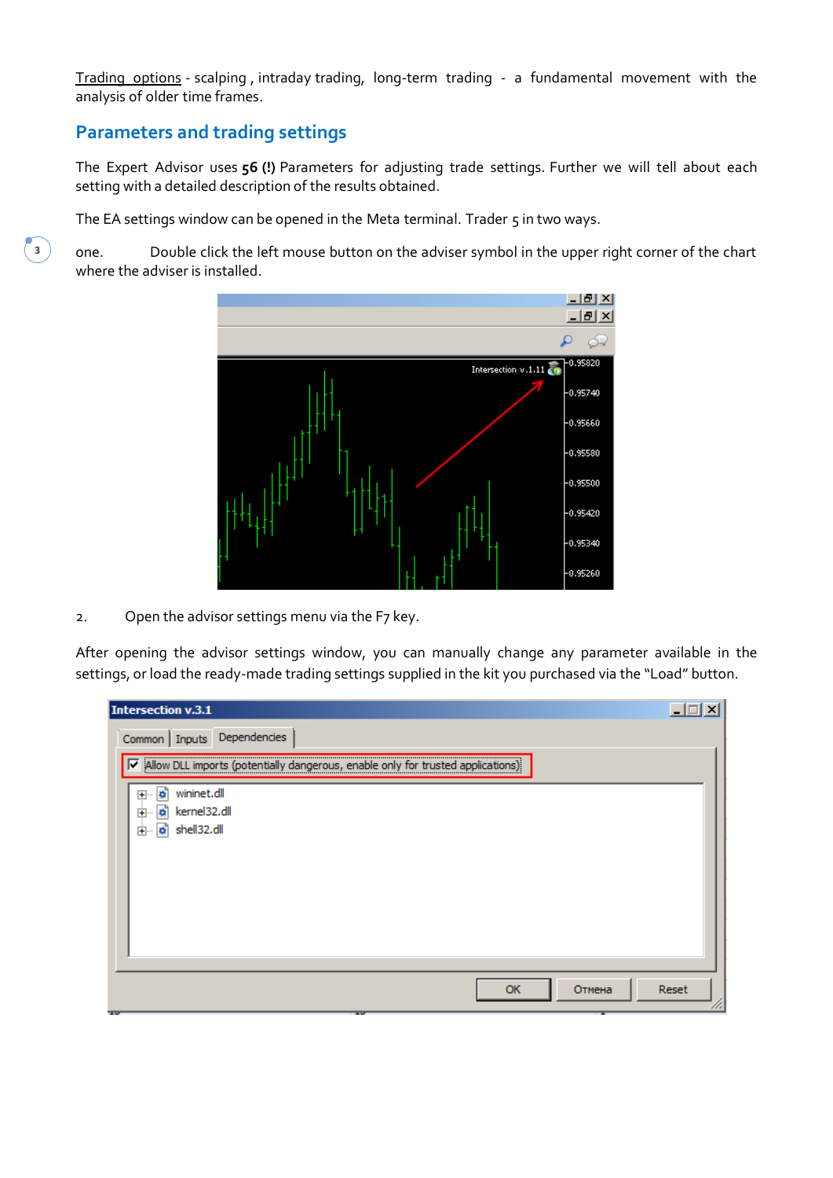Trading options - scalping , intraday trading, long-term trading - a fundamental movement with the analysis of older time frames.

## Parameters and trading settings

The Expert Advisor uses **56 (!)** Parameters for adjusting trade settings. Further we will tell about each setting with a detailed description of the results obtained.

The EA settings window can be opened in the Meta terminal. Trader 5 in two ways.

one. Double click the left mouse button on the adviser symbol in the upper right corner of the chart where the adviser is installed.

2. Open the advisor settings menu via the F7 key.

After opening the advisor settings window, you can manually change any parameter available in the settings, or load the ready-made trading settings supplied in the kit you purchased via the “Load” button.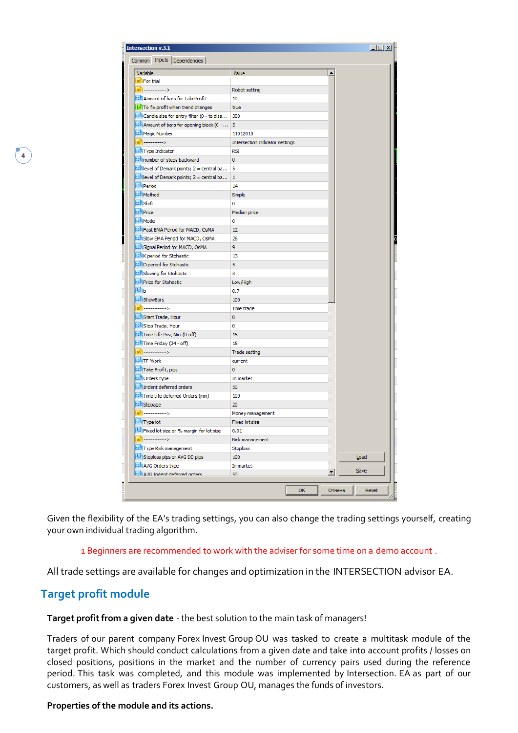| Variable | Value |
| --- | --- |
| For trial | |
| ------------> | Robot setting |
| Amount of bars for TakeProfit | 10 |
| To fix profit when trend changes | true |
| Candle size for entry filter (0 - to disa... | 300 |
| Amount of bars for opening block (0 - ... | 5 |
| Magic Number | 11012018 |
| ----------> | Intersection indicator settings |
| Type Indicator | RSI |
| number of steps backward | 0 |
| level of Demark points; 2 = central ba... | 5 |
| level of Demark points; 2 = central ba... | 1 |
| Period | 14 |
| Method | Simple |
| Shift | 0 |
| Price | Median price |
| Mode | 0 |
| Fast EMA Period for MACD, OsMA | 12 |
| Slow EMA Period for MACD, OsMA | 26 |
| Signal Period for MACD, OsMA | 9 |
| K period for Stohastic | 13 |
| D period for Stohastic | 5 |
| Slowing for Stohastic | 3 |
| Price for Stohastic | Low/High |
| b | 0.7 |
| ShowBars | 100 |
| ------------> | Time trade |
| Start Trade, Hour | 0 |
| Stop Trade, Hour | 0 |
| Time Life Pos, Min. (0-off) | 15 |
| Time Friday (24 - off) | 15 |
| ------------> | Trade setting |
| TF Work | current |
| Take Profit, pips | 0 |
| Orders type | In market |
| Indent deferred orders | 50 |
| Time Life deferred Orders (min) | 100 |
| Slippage | 20 |
| ------------> | Money management |
| Type lot | Fixed lot size |
| Fixed lot size or % margin for lot size | 0.01 |
| ------------> | Risk management |
| Type Risk management | Stoploss |
| Stoploss pips or AVG DD pips | 100 |
| AVG Orders type | In market |
| AVG Indent deferred orders | 50 |

Given the flexibility of the EA's trading settings, you can also change the trading settings yourself, creating your own individual trading algorithm.

1 Beginners are recommended to work with the adviser for some time on a demo account .

All trade settings are available for changes and optimization in the INTERSECTION advisor EA.

## Target profit module

**Target profit from a given date** - the best solution to the main task of managers!

Traders of our parent company Forex Invest Group OU was tasked to create a multitask module of the target profit. Which should conduct calculations from a given date and take into account profits / losses on closed positions, positions in the market and the number of currency pairs used during the reference period. This task was completed, and this module was implemented by Intersection. EA as part of our customers, as well as traders Forex Invest Group OU, manages the funds of investors.

**Properties of the module and its actions.**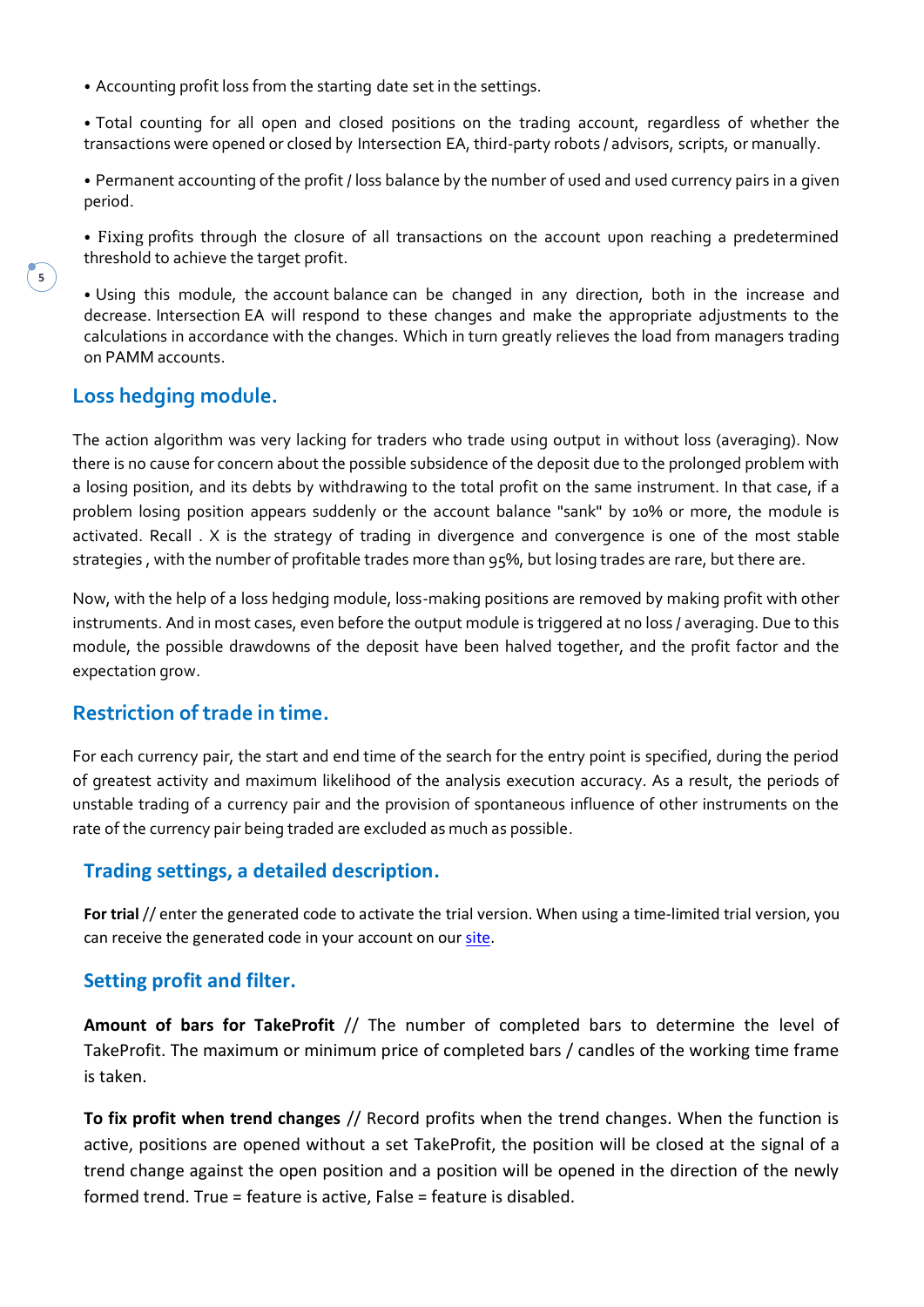- Accounting profit loss from the starting date set in the settings.

- Total counting for all open and closed positions on the trading account, regardless of whether the transactions were opened or closed by Intersection EA, third-party robots / advisors, scripts, or manually.

- Permanent accounting of the profit / loss balance by the number of used and used currency pairs in a given period.

- Fixing profits through the closure of all transactions on the account upon reaching a predetermined threshold to achieve the target profit.

- Using this module, the account balance can be changed in any direction, both in the increase and decrease. Intersection EA will respond to these changes and make the appropriate adjustments to the calculations in accordance with the changes. Which in turn greatly relieves the load from managers trading on PAMM accounts.

## Loss hedging module.

The action algorithm was very lacking for traders who trade using output in without loss (averaging). Now there is no cause for concern about the possible subsidence of the deposit due to the prolonged problem with a losing position, and its debts by withdrawing to the total profit on the same instrument. In that case, if a problem losing position appears suddenly or the account balance "sank" by 10% or more, the module is activated. Recall . X is the strategy of trading in divergence and convergence is one of the most stable strategies , with the number of profitable trades more than 95%, but losing trades are rare, but there are.

Now, with the help of a loss hedging module, loss-making positions are removed by making profit with other instruments. And in most cases, even before the output module is triggered at no loss / averaging. Due to this module, the possible drawdowns of the deposit have been halved together, and the profit factor and the expectation grow.

## Restriction of trade in time.

For each currency pair, the start and end time of the search for the entry point is specified, during the period of greatest activity and maximum likelihood of the analysis execution accuracy. As a result, the periods of unstable trading of a currency pair and the provision of spontaneous influence of other instruments on the rate of the currency pair being traded are excluded as much as possible.

## Trading settings, a detailed description.

**For trial** // enter the generated code to activate the trial version. When using a time-limited trial version, you can receive the generated code in your account on our site.

## Setting profit and filter.

**Amount of bars for TakeProfit** // The number of completed bars to determine the level of TakeProfit. The maximum or minimum price of completed bars / candles of the working time frame is taken.

**To fix profit when trend changes** // Record profits when the trend changes. When the function is active, positions are opened without a set TakeProfit, the position will be closed at the signal of a trend change against the open position and a position will be opened in the direction of the newly formed trend. True = feature is active, False = feature is disabled.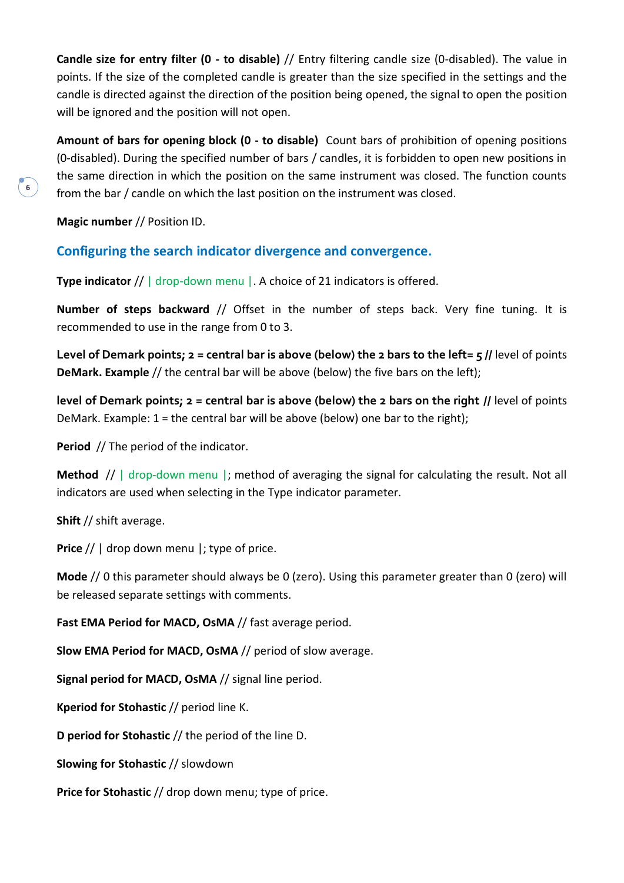**Candle size for entry filter (0 - to disable)** // Entry filtering candle size (0-disabled). The value in points. If the size of the completed candle is greater than the size specified in the settings and the candle is directed against the direction of the position being opened, the signal to open the position will be ignored and the position will not open.

**Amount of bars for opening block (0 - to disable)** Count bars of prohibition of opening positions (0-disabled). During the specified number of bars / candles, it is forbidden to open new positions in the same direction in which the position on the same instrument was closed. The function counts from the bar / candle on which the last position on the instrument was closed.

**Magic number** // Position ID.

## Configuring the search indicator divergence and convergence.

**Type indicator** // | drop-down menu |. A choice of 21 indicators is offered.

**Number of steps backward** // Offset in the number of steps back. Very fine tuning. It is recommended to use in the range from 0 to 3.

**Level of Demark points; 2 = central bar is above (below) the 2 bars to the left= 5 //** level of points **DeMark. Example** // the central bar will be above (below) the five bars on the left);

**level of Demark points; 2 = central bar is above (below) the 2 bars on the right //** level of points DeMark. Example: 1 = the central bar will be above (below) one bar to the right);

**Period** // The period of the indicator.

**Method** // | drop-down menu |; method of averaging the signal for calculating the result. Not all indicators are used when selecting in the Type indicator parameter.

**Shift** // shift average.

**Price** // | drop down menu |; type of price.

**Mode** // 0 this parameter should always be 0 (zero). Using this parameter greater than 0 (zero) will be released separate settings with comments.

**Fast EMA Period for MACD, OsMA** // fast average period.

**Slow EMA Period for MACD, OsMA** // period of slow average.

**Signal period for MACD, OsMA** // signal line period.

**Kperiod for Stohastic** // period line K.

**D period for Stohastic** // the period of the line D.

**Slowing for Stohastic** // slowdown

**Price for Stohastic** // drop down menu; type of price.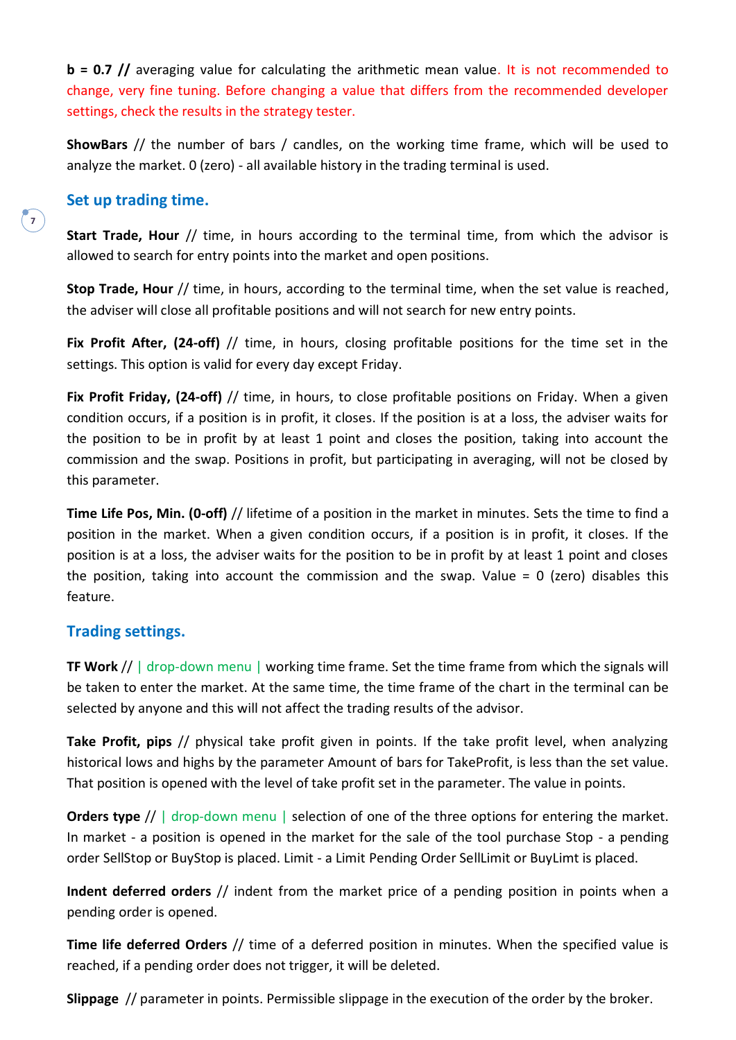**b = 0.7 //** averaging value for calculating the arithmetic mean value. It is not recommended to change, very fine tuning. Before changing a value that differs from the recommended developer settings, check the results in the strategy tester.

**ShowBars** // the number of bars / candles, on the working time frame, which will be used to analyze the market. 0 (zero) - all available history in the trading terminal is used.

## Set up trading time.

**Start Trade, Hour** // time, in hours according to the terminal time, from which the advisor is allowed to search for entry points into the market and open positions.

**Stop Trade, Hour** // time, in hours, according to the terminal time, when the set value is reached, the adviser will close all profitable positions and will not search for new entry points.

**Fix Profit After, (24-off)** // time, in hours, closing profitable positions for the time set in the settings. This option is valid for every day except Friday.

**Fix Profit Friday, (24-off)** // time, in hours, to close profitable positions on Friday. When a given condition occurs, if a position is in profit, it closes. If the position is at a loss, the adviser waits for the position to be in profit by at least 1 point and closes the position, taking into account the commission and the swap. Positions in profit, but participating in averaging, will not be closed by this parameter.

**Time Life Pos, Min. (0-off)** // lifetime of a position in the market in minutes. Sets the time to find a position in the market. When a given condition occurs, if a position is in profit, it closes. If the position is at a loss, the adviser waits for the position to be in profit by at least 1 point and closes the position, taking into account the commission and the swap. Value = 0 (zero) disables this feature.

## Trading settings.

**TF Work** // | drop-down menu | working time frame. Set the time frame from which the signals will be taken to enter the market. At the same time, the time frame of the chart in the terminal can be selected by anyone and this will not affect the trading results of the advisor.

**Take Profit, pips** // physical take profit given in points. If the take profit level, when analyzing historical lows and highs by the parameter Amount of bars for TakeProfit, is less than the set value. That position is opened with the level of take profit set in the parameter. The value in points.

**Orders type** // | drop-down menu | selection of one of the three options for entering the market. In market - a position is opened in the market for the sale of the tool purchase Stop - a pending order SellStop or BuyStop is placed. Limit - a Limit Pending Order SellLimit or BuyLimt is placed.

**Indent deferred orders** // indent from the market price of a pending position in points when a pending order is opened.

**Time life deferred Orders** // time of a deferred position in minutes. When the specified value is reached, if a pending order does not trigger, it will be deleted.

**Slippage** // parameter in points. Permissible slippage in the execution of the order by the broker.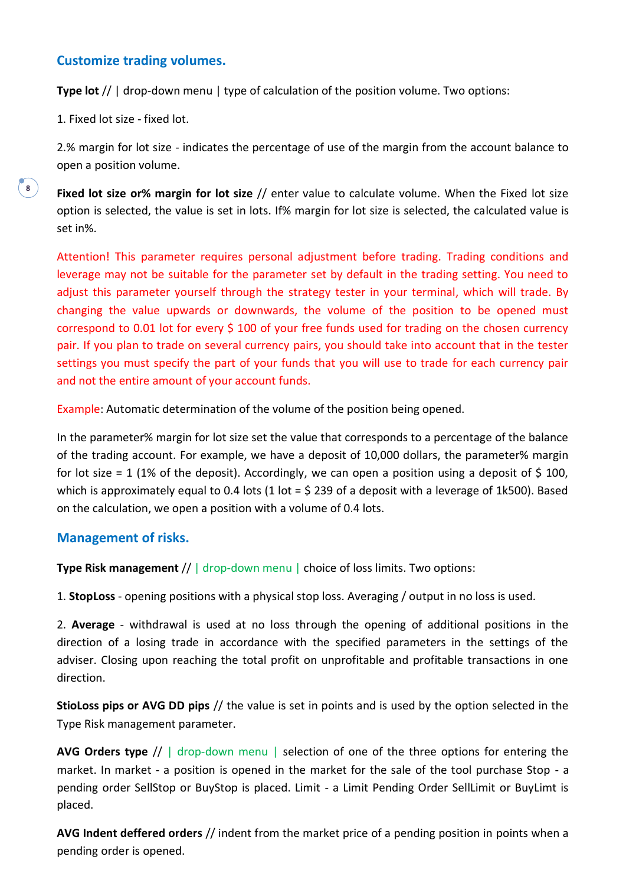## Customize trading volumes.

**Type lot** // | drop-down menu | type of calculation of the position volume. Two options:

1. Fixed lot size - fixed lot.

2.% margin for lot size - indicates the percentage of use of the margin from the account balance to open a position volume.

**Fixed lot size or% margin for lot size** // enter value to calculate volume. When the Fixed lot size option is selected, the value is set in lots. If% margin for lot size is selected, the calculated value is set in%.

Attention! This parameter requires personal adjustment before trading. Trading conditions and leverage may not be suitable for the parameter set by default in the trading setting. You need to adjust this parameter yourself through the strategy tester in your terminal, which will trade. By changing the value upwards or downwards, the volume of the position to be opened must correspond to 0.01 lot for every $ 100 of your free funds used for trading on the chosen currency pair. If you plan to trade on several currency pairs, you should take into account that in the tester settings you must specify the part of your funds that you will use to trade for each currency pair and not the entire amount of your account funds.

Example: Automatic determination of the volume of the position being opened.

In the parameter% margin for lot size set the value that corresponds to a percentage of the balance of the trading account. For example, we have a deposit of 10,000 dollars, the parameter% margin for lot size = 1 (1% of the deposit). Accordingly, we can open a position using a deposit of $ 100, which is approximately equal to 0.4 lots (1 lot = $ 239 of a deposit with a leverage of 1k500). Based on the calculation, we open a position with a volume of 0.4 lots.

## Management of risks.

**Type Risk management** // | drop-down menu | choice of loss limits. Two options:

1. **StopLoss** - opening positions with a physical stop loss. Averaging / output in no loss is used.

2. **Average** - withdrawal is used at no loss through the opening of additional positions in the direction of a losing trade in accordance with the specified parameters in the settings of the adviser. Closing upon reaching the total profit on unprofitable and profitable transactions in one direction.

**StioLoss pips or AVG DD pips** // the value is set in points and is used by the option selected in the Type Risk management parameter.

**AVG Orders type** // | drop-down menu | selection of one of the three options for entering the market. In market - a position is opened in the market for the sale of the tool purchase Stop - a pending order SellStop or BuyStop is placed. Limit - a Limit Pending Order SellLimit or BuyLimt is placed.

**AVG Indent deffered orders** // indent from the market price of a pending position in points when a pending order is opened.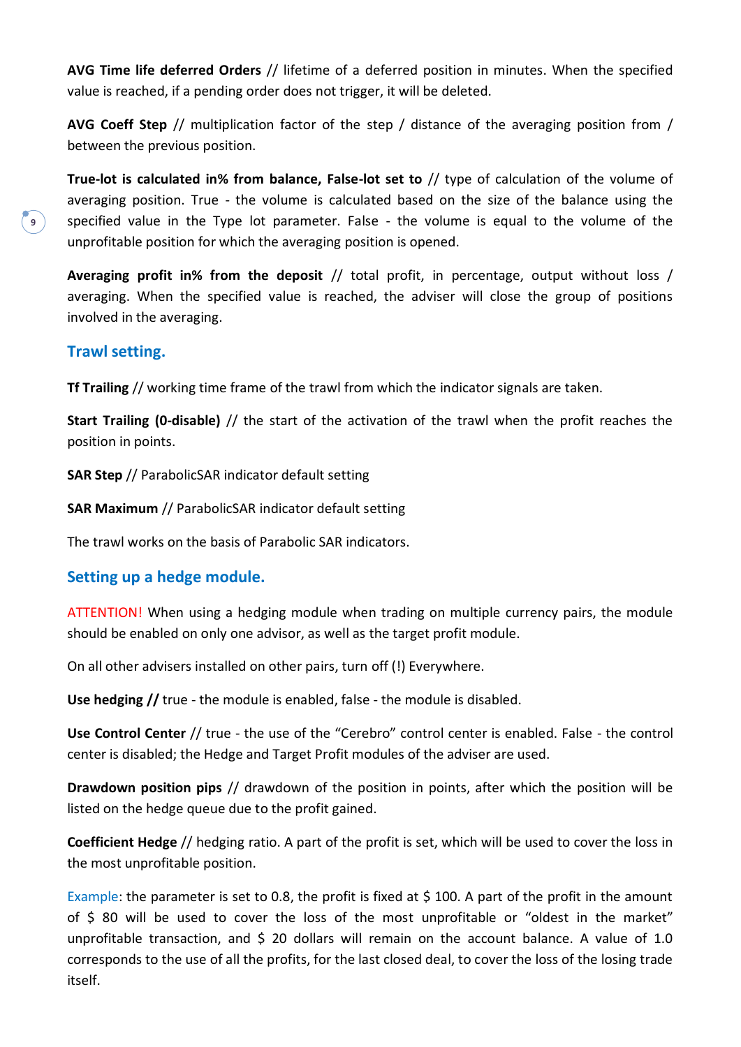**AVG Time life deferred Orders** // lifetime of a deferred position in minutes. When the specified value is reached, if a pending order does not trigger, it will be deleted.

**AVG Coeff Step** // multiplication factor of the step / distance of the averaging position from / between the previous position.

**True-lot is calculated in% from balance, False-lot set to** // type of calculation of the volume of averaging position. True - the volume is calculated based on the size of the balance using the specified value in the Type lot parameter. False - the volume is equal to the volume of the unprofitable position for which the averaging position is opened.

**Averaging profit in% from the deposit** // total profit, in percentage, output without loss / averaging. When the specified value is reached, the adviser will close the group of positions involved in the averaging.

## Trawl setting.

**Tf Trailing** // working time frame of the trawl from which the indicator signals are taken.

**Start Trailing (0-disable)** // the start of the activation of the trawl when the profit reaches the position in points.

**SAR Step** // ParabolicSAR indicator default setting

**SAR Maximum** // ParabolicSAR indicator default setting

The trawl works on the basis of Parabolic SAR indicators.

## Setting up a hedge module.

ATTENTION! When using a hedging module when trading on multiple currency pairs, the module should be enabled on only one advisor, as well as the target profit module.

On all other advisers installed on other pairs, turn off (!) Everywhere.

**Use hedging //** true - the module is enabled, false - the module is disabled.

**Use Control Center** // true - the use of the "Cerebro" control center is enabled. False - the control center is disabled; the Hedge and Target Profit modules of the adviser are used.

**Drawdown position pips** // drawdown of the position in points, after which the position will be listed on the hedge queue due to the profit gained.

**Coefficient Hedge** // hedging ratio. A part of the profit is set, which will be used to cover the loss in the most unprofitable position.

Example: the parameter is set to 0.8, the profit is fixed at $ 100. A part of the profit in the amount of $ 80 will be used to cover the loss of the most unprofitable or "oldest in the market" unprofitable transaction, and $ 20 dollars will remain on the account balance. A value of 1.0 corresponds to the use of all the profits, for the last closed deal, to cover the loss of the losing trade itself.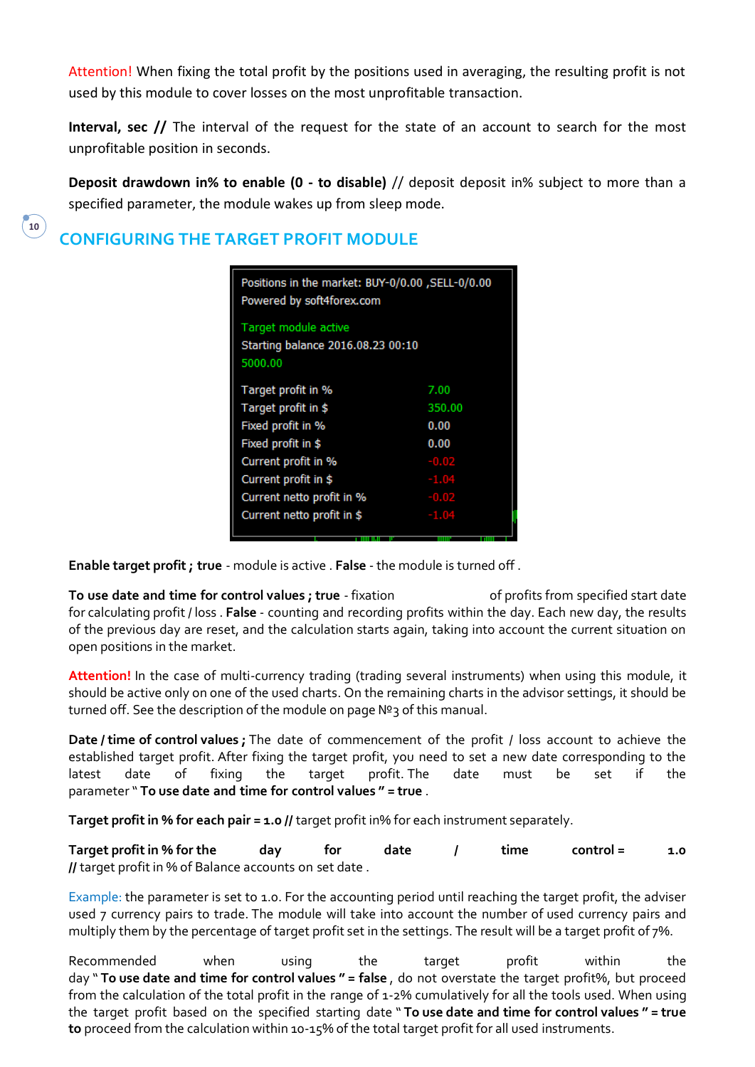Attention! When fixing the total profit by the positions used in averaging, the resulting profit is not used by this module to cover losses on the most unprofitable transaction.

**Interval, sec //** The interval of the request for the state of an account to search for the most unprofitable position in seconds.

**Deposit drawdown in% to enable (0 - to disable)** // deposit deposit in% subject to more than a specified parameter, the module wakes up from sleep mode.

## CONFIGURING THE TARGET PROFIT MODULE

Positions in the market: BUY-0/0.00 ,SELL-0/0.00
Powered by soft4forex.com

Target module active
Starting balance 2016.08.23 00:10
5000.00

| | |
|---|---|
| Target profit in % | 7.00 |
| Target profit in $ | 350.00 |
| Fixed profit in % | 0.00 |
| Fixed profit in $ | 0.00 |
| Current profit in % | -0.02 |
| Current profit in $ | -1.04 |
| Current netto profit in % | -0.02 |
| Current netto profit in $ | -1.04 |

**Enable target profit ; true** - module is active . **False** - the module is turned off .

**To use date and time for control values ; true** - fixation of profits from specified start date for calculating profit / loss . **False** - counting and recording profits within the day. Each new day, the results of the previous day are reset, and the calculation starts again, taking into account the current situation on open positions in the market.

**Attention!** In the case of multi-currency trading (trading several instruments) when using this module, it should be active only on one of the used charts. On the remaining charts in the advisor settings, it should be turned off. See the description of the module on page №3 of this manual.

**Date / time of control values ;** The date of commencement of the profit / loss account to achieve the established target profit. After fixing the target profit, you need to set a new date corresponding to the latest date of fixing the target profit. The date must be set if the parameter " **To use date and time for control values " = true** .

**Target profit in % for each pair = 1.0 //** target profit in% for each instrument separately.

**Target profit in % for the day for date / time control = 1.0 //** target profit in % of Balance accounts on set date .

Example: the parameter is set to 1.0. For the accounting period until reaching the target profit, the adviser used 7 currency pairs to trade. The module will take into account the number of used currency pairs and multiply them by the percentage of target profit set in the settings. The result will be a target profit of 7%.

Recommended when using the target profit within the day " **To use date and time for control values " = false** , do not overstate the target profit%, but proceed from the calculation of the total profit in the range of 1-2% cumulatively for all the tools used. When using the target profit based on the specified starting date " **To use date and time for control values " = true to** proceed from the calculation within 10-15% of the total target profit for all used instruments.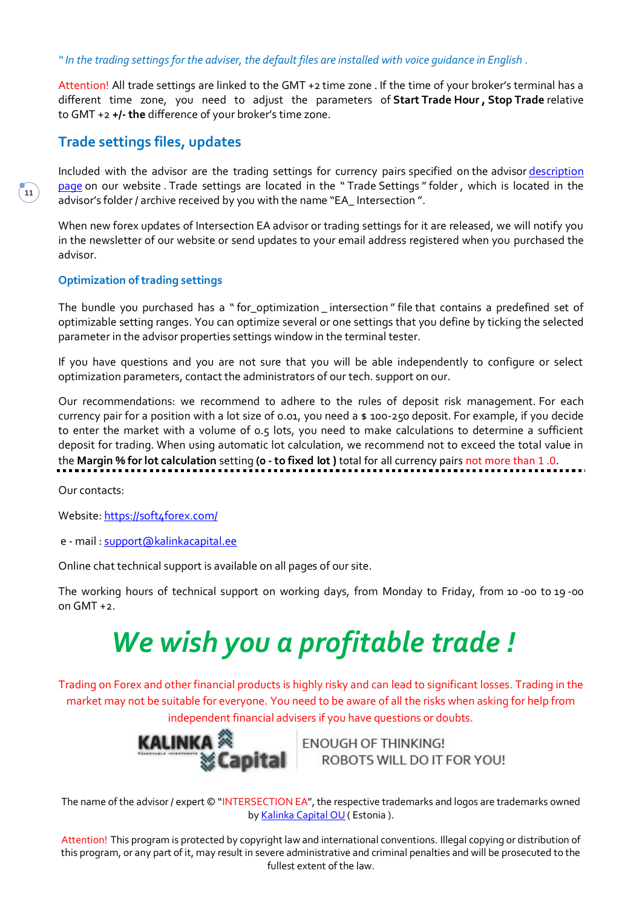*" In the trading settings for the adviser, the default files are installed with voice guidance in English .*

Attention! All trade settings are linked to the GMT +2 time zone . If the time of your broker's terminal has a different time zone, you need to adjust the parameters of **Start Trade Hour , Stop Trade** relative to GMT +2 **+/- the** difference of your broker's time zone.

## Trade settings files, updates

Included with the advisor are the trading settings for currency pairs specified on the advisor description page on our website . Trade settings are located in the " Trade Settings " folder , which is located in the advisor's folder / archive received by you with the name "EA_ Intersection ".

When new forex updates of Intersection EA advisor or trading settings for it are released, we will notify you in the newsletter of our website or send updates to your email address registered when you purchased the advisor.

### Optimization of trading settings

The bundle you purchased has a " for_optimization _ intersection " file that contains a predefined set of optimizable setting ranges. You can optimize several or one settings that you define by ticking the selected parameter in the advisor properties settings window in the terminal tester.

If you have questions and you are not sure that you will be able independently to configure or select optimization parameters, contact the administrators of our tech. support on our.

Our recommendations: we recommend to adhere to the rules of deposit risk management. For each currency pair for a position with a lot size of 0.01, you need a $ 100-250 deposit. For example, if you decide to enter the market with a volume of 0.5 lots, you need to make calculations to determine a sufficient deposit for trading. When using automatic lot calculation, we recommend not to exceed the total value in the **Margin % for lot calculation** setting **(0 - to fixed lot )** total for all currency pairs not more than 1 .0.

---

Our contacts:

Website: https://soft4forex.com/

e - mail : support@kalinkacapital.ee

Online chat technical support is available on all pages of our site.

The working hours of technical support on working days, from Monday to Friday, from 10 -00 to 19 -00 on GMT +2.

# *We wish you a profitable trade !*

Trading on Forex and other financial products is highly risky and can lead to significant losses. Trading in the market may not be suitable for everyone. You need to be aware of all the risks when asking for help from independent financial advisers if you have questions or doubts.

KALINKA Capital — ENOUGH OF THINKING! ROBOTS WILL DO IT FOR YOU!

The name of the advisor / expert © "INTERSECTION EA", the respective trademarks and logos are trademarks owned by Kalinka Capital OU ( Estonia ).

Attention! This program is protected by copyright law and international conventions. Illegal copying or distribution of this program, or any part of it, may result in severe administrative and criminal penalties and will be prosecuted to the fullest extent of the law.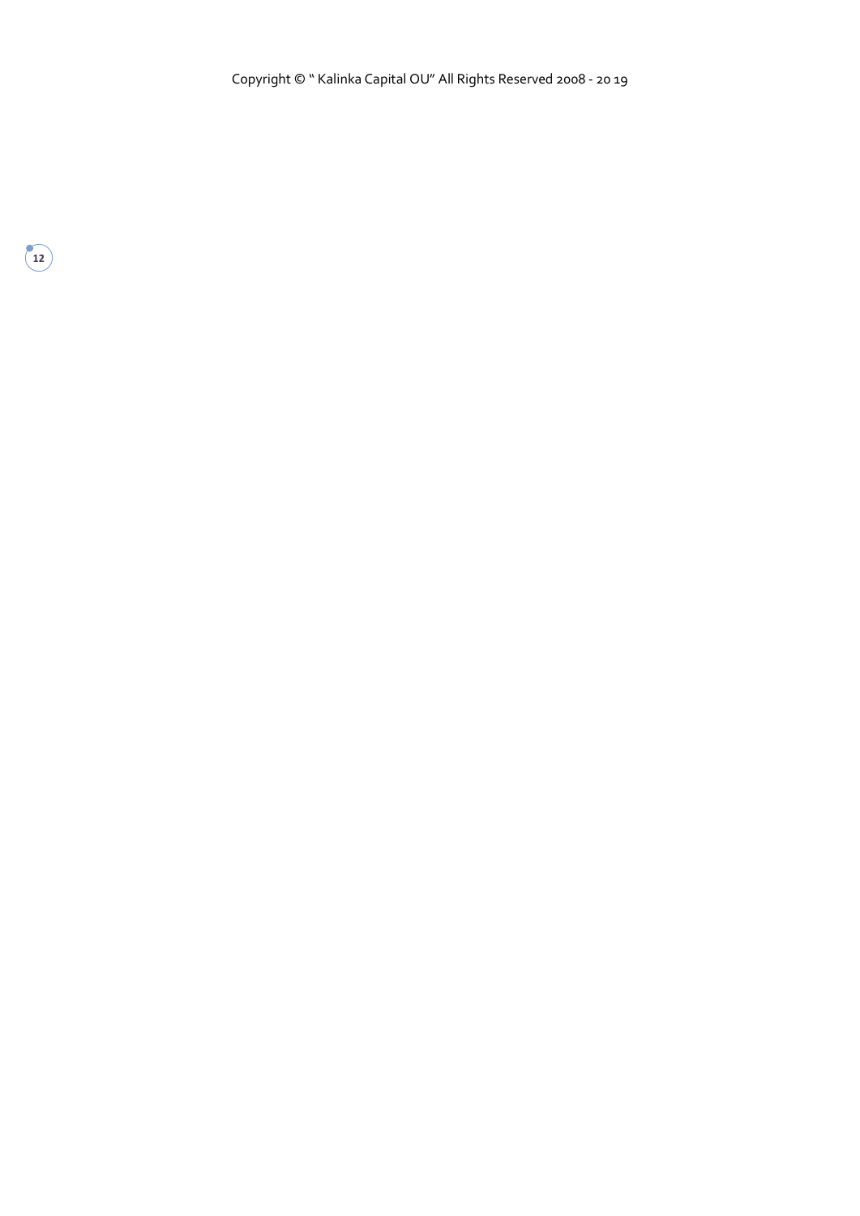Copyright © " Kalinka Capital OU" All Rights Reserved 2008 - 20 19